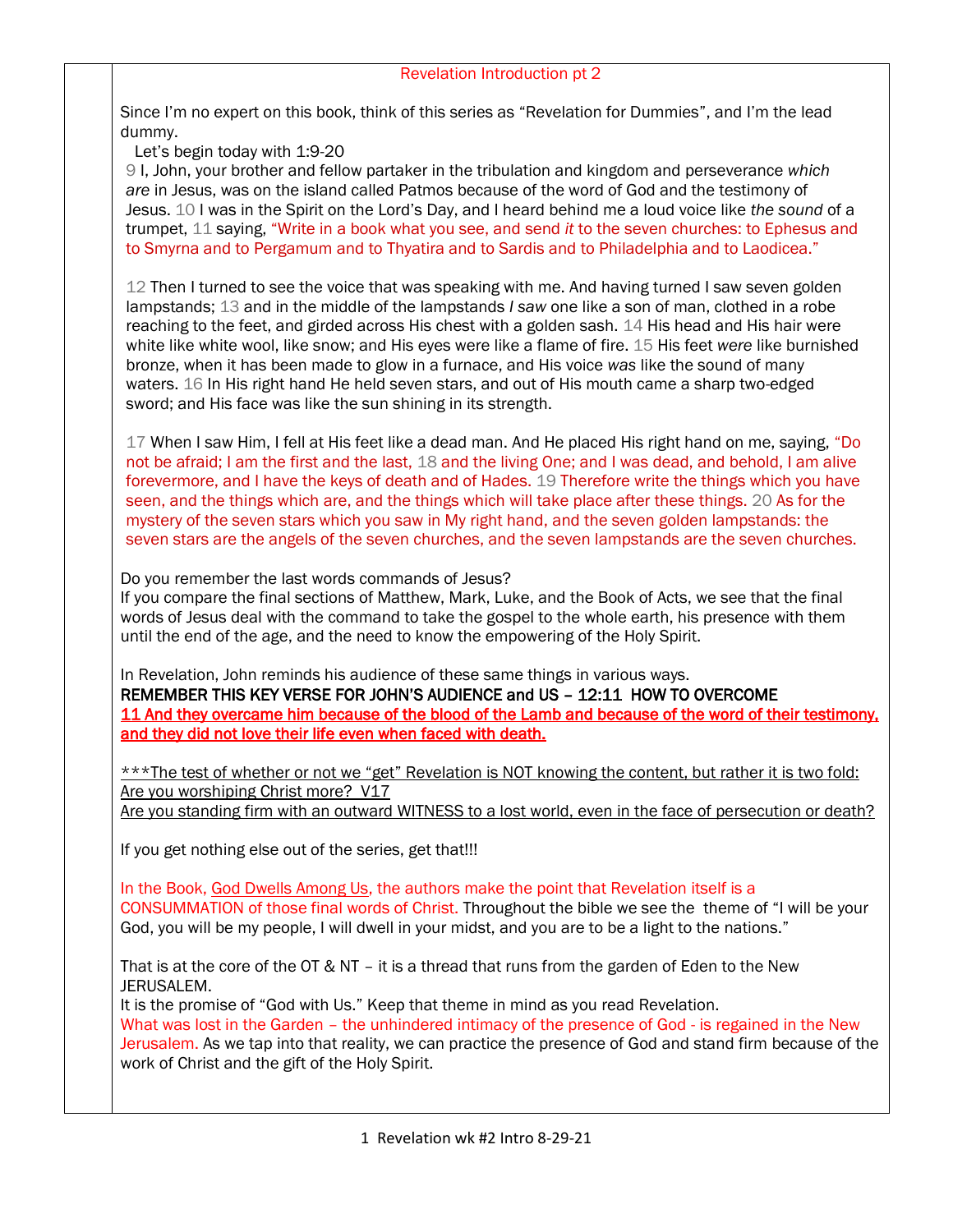## Revelation Introduction pt 2

Since I'm no expert on this book, think of this series as "Revelation for Dummies", and I'm the lead dummy.

Let's begin today with 1:9-20

9 I, John, your brother and fellow partaker in the tribulation and kingdom and perseverance *which are* in Jesus, was on the island called Patmos because of the word of God and the testimony of Jesus. 10 I was in the Spirit on the Lord's Day, and I heard behind me a loud voice like *the sound* of a trumpet, 11 saying, "Write in a book what you see, and send *it* to the seven churches: to Ephesus and to Smyrna and to Pergamum and to Thyatira and to Sardis and to Philadelphia and to Laodicea."

12 Then I turned to see the voice that was speaking with me. And having turned I saw seven golden lampstands; 13 and in the middle of the lampstands *I saw* one like a son of man, clothed in a robe reaching to the feet, and girded across His chest with a golden sash. 14 His head and His hair were white like white wool, like snow; and His eyes were like a flame of fire. 15 His feet *were* like burnished bronze, when it has been made to glow in a furnace, and His voice *was* like the sound of many waters. 16 In His right hand He held seven stars, and out of His mouth came a sharp two-edged sword; and His face was like the sun shining in its strength.

17 When I saw Him, I fell at His feet like a dead man. And He placed His right hand on me, saying, "Do not be afraid; I am the first and the last, 18 and the living One; and I was dead, and behold, I am alive forevermore, and I have the keys of death and of Hades. 19 Therefore write the things which you have seen, and the things which are, and the things which will take place after these things. 20 As for the mystery of the seven stars which you saw in My right hand, and the seven golden lampstands: the seven stars are the angels of the seven churches, and the seven lampstands are the seven churches.

Do you remember the last words commands of Jesus?
If you compare the final sections of Matthew, Mark, Luke, and the Book of Acts, we see that the final words of Jesus deal with the command to take the gospel to the whole earth, his presence with them until the end of the age, and the need to know the empowering of the Holy Spirit.

In Revelation, John reminds his audience of these same things in various ways.
**REMEMBER THIS KEY VERSE FOR JOHN'S AUDIENCE and US – 12:11 HOW TO OVERCOME**
11 And they overcame him because of the blood of the Lamb and because of the word of their testimony, and they did not love their life even when faced with death.

***The test of whether or not we "get" Revelation is NOT knowing the content, but rather it is two fold:
Are you worshiping Christ more? V17
Are you standing firm with an outward WITNESS to a lost world, even in the face of persecution or death?

If you get nothing else out of the series, get that!!!

In the Book, God Dwells Among Us, the authors make the point that Revelation itself is a CONSUMMATION of those final words of Christ. Throughout the bible we see the theme of "I will be your God, you will be my people, I will dwell in your midst, and you are to be a light to the nations."

That is at the core of the OT & NT – it is a thread that runs from the garden of Eden to the New JERUSALEM.
It is the promise of "God with Us." Keep that theme in mind as you read Revelation.
What was lost in the Garden – the unhindered intimacy of the presence of God - is regained in the New Jerusalem. As we tap into that reality, we can practice the presence of God and stand firm because of the work of Christ and the gift of the Holy Spirit.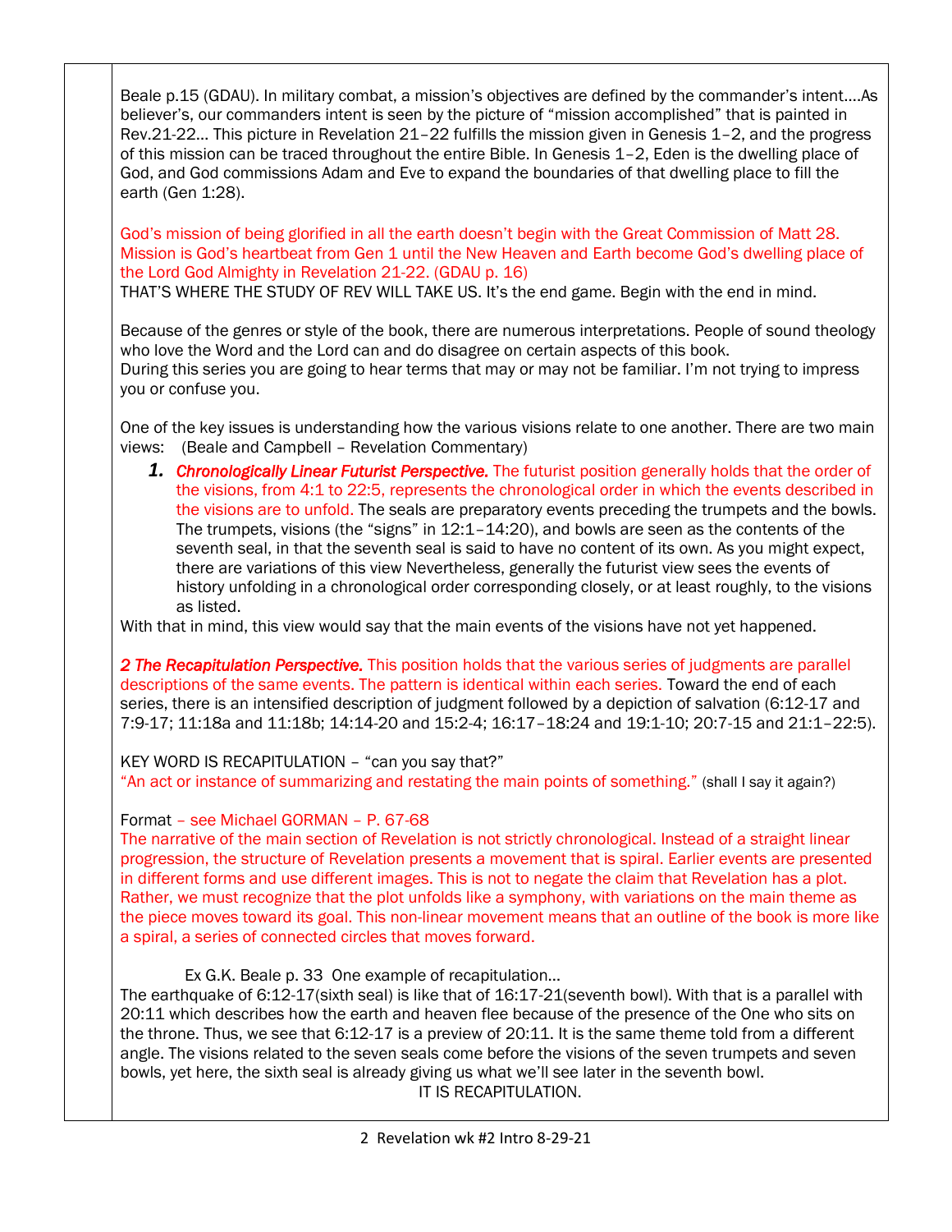Beale p.15 (GDAU). In military combat, a mission's objectives are defined by the commander's intent….As believer's, our commanders intent is seen by the picture of "mission accomplished" that is painted in Rev.21-22… This picture in Revelation 21–22 fulfills the mission given in Genesis 1–2, and the progress of this mission can be traced throughout the entire Bible. In Genesis 1–2, Eden is the dwelling place of God, and God commissions Adam and Eve to expand the boundaries of that dwelling place to fill the earth (Gen 1:28).

God's mission of being glorified in all the earth doesn't begin with the Great Commission of Matt 28. Mission is God's heartbeat from Gen 1 until the New Heaven and Earth become God's dwelling place of the Lord God Almighty in Revelation 21-22. (GDAU p. 16)
THAT'S WHERE THE STUDY OF REV WILL TAKE US. It's the end game. Begin with the end in mind.

Because of the genres or style of the book, there are numerous interpretations. People of sound theology who love the Word and the Lord can and do disagree on certain aspects of this book.
During this series you are going to hear terms that may or may not be familiar. I'm not trying to impress you or confuse you.

One of the key issues is understanding how the various visions relate to one another. There are two main views: (Beale and Campbell – Revelation Commentary)

1. ***Chronologically Linear Futurist Perspective.*** The futurist position generally holds that the order of the visions, from 4:1 to 22:5, represents the chronological order in which the events described in the visions are to unfold. The seals are preparatory events preceding the trumpets and the bowls. The trumpets, visions (the "signs" in 12:1–14:20), and bowls are seen as the contents of the seventh seal, in that the seventh seal is said to have no content of its own. As you might expect, there are variations of this view Nevertheless, generally the futurist view sees the events of history unfolding in a chronological order corresponding closely, or at least roughly, to the visions as listed.

With that in mind, this view would say that the main events of the visions have not yet happened.

***2 The Recapitulation Perspective.*** This position holds that the various series of judgments are parallel descriptions of the same events. The pattern is identical within each series. Toward the end of each series, there is an intensified description of judgment followed by a depiction of salvation (6:12-17 and 7:9-17; 11:18a and 11:18b; 14:14-20 and 15:2-4; 16:17–18:24 and 19:1-10; 20:7-15 and 21:1–22:5).

KEY WORD IS RECAPITULATION – "can you say that?"
"An act or instance of summarizing and restating the main points of something." (shall I say it again?)

Format – see Michael GORMAN – P. 67-68
The narrative of the main section of Revelation is not strictly chronological. Instead of a straight linear progression, the structure of Revelation presents a movement that is spiral. Earlier events are presented in different forms and use different images. This is not to negate the claim that Revelation has a plot. Rather, we must recognize that the plot unfolds like a symphony, with variations on the main theme as the piece moves toward its goal. This non-linear movement means that an outline of the book is more like a spiral, a series of connected circles that moves forward.

Ex G.K. Beale p. 33 One example of recapitulation…
The earthquake of 6:12-17(sixth seal) is like that of 16:17-21(seventh bowl). With that is a parallel with 20:11 which describes how the earth and heaven flee because of the presence of the One who sits on the throne. Thus, we see that 6:12-17 is a preview of 20:11. It is the same theme told from a different angle. The visions related to the seven seals come before the visions of the seven trumpets and seven bowls, yet here, the sixth seal is already giving us what we'll see later in the seventh bowl.

IT IS RECAPITULATION.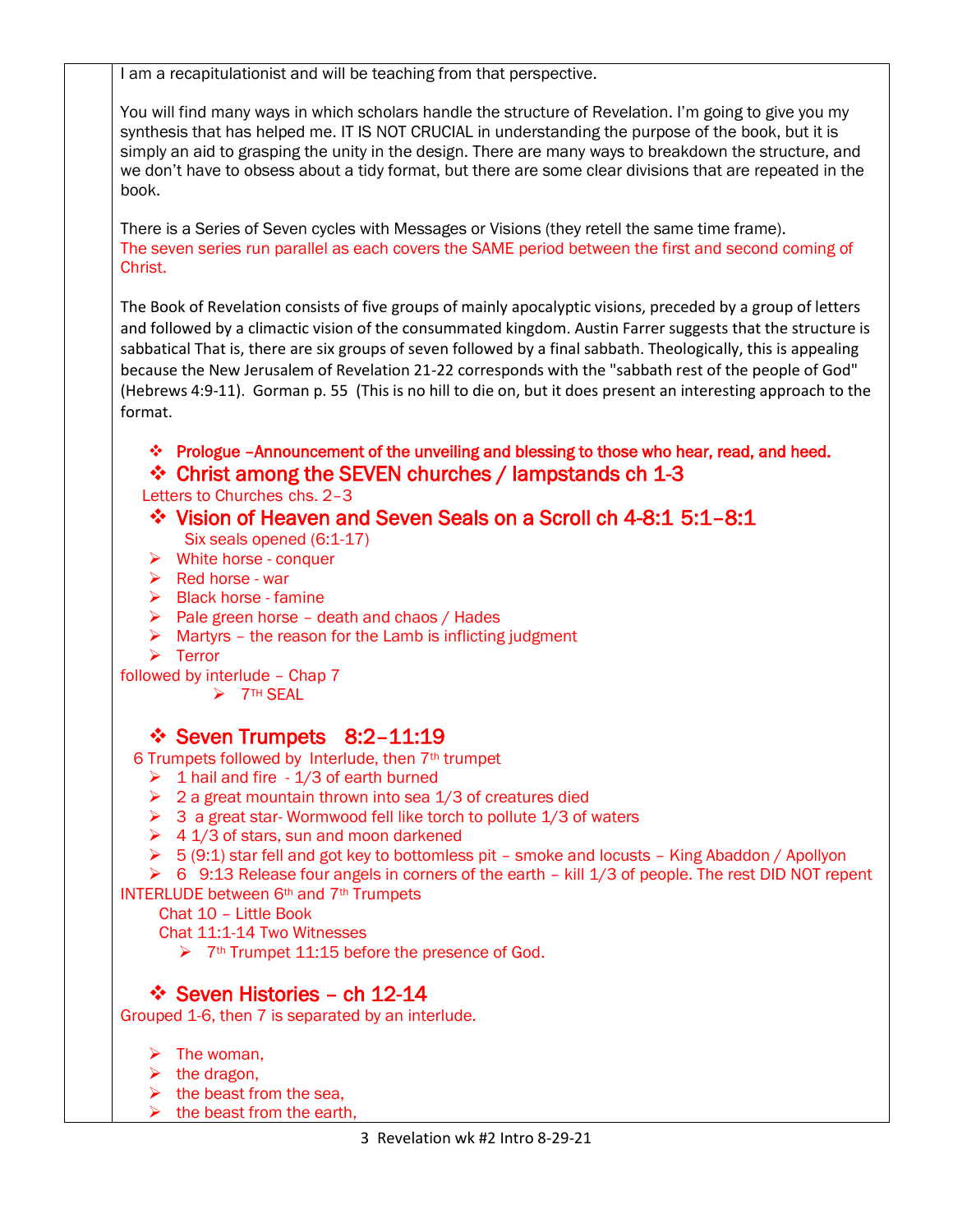I am a recapitulationist and will be teaching from that perspective.

You will find many ways in which scholars handle the structure of Revelation. I'm going to give you my synthesis that has helped me. IT IS NOT CRUCIAL in understanding the purpose of the book, but it is simply an aid to grasping the unity in the design. There are many ways to breakdown the structure, and we don't have to obsess about a tidy format, but there are some clear divisions that are repeated in the book.

There is a Series of Seven cycles with Messages or Visions (they retell the same time frame). The seven series run parallel as each covers the SAME period between the first and second coming of Christ.

The Book of Revelation consists of five groups of mainly apocalyptic visions, preceded by a group of letters and followed by a climactic vision of the consummated kingdom. Austin Farrer suggests that the structure is sabbatical That is, there are six groups of seven followed by a final sabbath. Theologically, this is appealing because the New Jerusalem of Revelation 21-22 corresponds with the "sabbath rest of the people of God" (Hebrews 4:9-11). Gorman p. 55 (This is no hill to die on, but it does present an interesting approach to the format.

- **Prologue –Announcement of the unveiling and blessing to those who hear, read, and heed.**
- **Christ among the SEVEN churches / lampstands ch 1-3**

  Letters to Churches chs. 2–3

- **Vision of Heaven and Seven Seals on a Scroll ch 4-8:1 5:1–8:1**

  Six seals opened (6:1-17)

  - White horse - conquer
  - Red horse - war
  - Black horse - famine
  - Pale green horse – death and chaos / Hades
  - Martyrs – the reason for the Lamb is inflicting judgment
  - Terror

  followed by interlude – Chap 7

  - 7TH SEAL

- **Seven Trumpets 8:2–11:19**

  6 Trumpets followed by Interlude, then 7th trumpet

  - 1 hail and fire - 1/3 of earth burned
  - 2 a great mountain thrown into sea 1/3 of creatures died
  - 3 a great star- Wormwood fell like torch to pollute 1/3 of waters
  - 4 1/3 of stars, sun and moon darkened
  - 5 (9:1) star fell and got key to bottomless pit – smoke and locusts – King Abaddon / Apollyon
  - 6 9:13 Release four angels in corners of the earth – kill 1/3 of people. The rest DID NOT repent

  INTERLUDE between 6th and 7th Trumpets

  Chat 10 – Little Book

  Chat 11:1-14 Two Witnesses

  - 7th Trumpet 11:15 before the presence of God.

- **Seven Histories – ch 12-14**

  Grouped 1-6, then 7 is separated by an interlude.

  - The woman,
  - the dragon,
  - the beast from the sea,
  - the beast from the earth,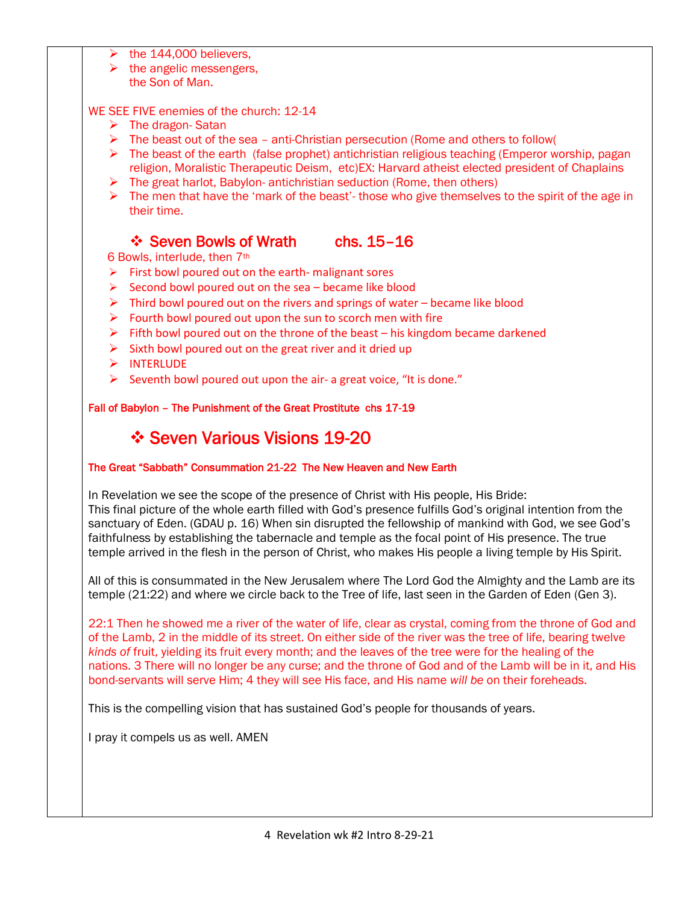- the 144,000 believers,
- the angelic messengers,
  the Son of Man.

WE SEE FIVE enemies of the church: 12-14

- The dragon- Satan
- The beast out of the sea – anti-Christian persecution (Rome and others to follow(
- The beast of the earth (false prophet) antichristian religious teaching (Emperor worship, pagan religion, Moralistic Therapeutic Deism, etc)EX: Harvard atheist elected president of Chaplains
- The great harlot, Babylon- antichristian seduction (Rome, then others)
- The men that have the 'mark of the beast'- those who give themselves to the spirit of the age in their time.

## ❖ Seven Bowls of Wrath chs. 15–16

6 Bowls, interlude, then 7th

- First bowl poured out on the earth- malignant sores
- Second bowl poured out on the sea – became like blood
- Third bowl poured out on the rivers and springs of water – became like blood
- Fourth bowl poured out upon the sun to scorch men with fire
- Fifth bowl poured out on the throne of the beast – his kingdom became darkened
- Sixth bowl poured out on the great river and it dried up
- INTERLUDE
- Seventh bowl poured out upon the air- a great voice, "It is done."

**Fall of Babylon – The Punishment of the Great Prostitute chs 17-19**

# ❖ Seven Various Visions 19-20

**The Great "Sabbath" Consummation 21-22 The New Heaven and New Earth**

In Revelation we see the scope of the presence of Christ with His people, His Bride:
This final picture of the whole earth filled with God's presence fulfills God's original intention from the sanctuary of Eden. (GDAU p. 16) When sin disrupted the fellowship of mankind with God, we see God's faithfulness by establishing the tabernacle and temple as the focal point of His presence. The true temple arrived in the flesh in the person of Christ, who makes His people a living temple by His Spirit.

All of this is consummated in the New Jerusalem where The Lord God the Almighty and the Lamb are its temple (21:22) and where we circle back to the Tree of life, last seen in the Garden of Eden (Gen 3).

22:1 Then he showed me a river of the water of life, clear as crystal, coming from the throne of God and of the Lamb, 2 in the middle of its street. On either side of the river was the tree of life, bearing twelve *kinds of* fruit, yielding its fruit every month; and the leaves of the tree were for the healing of the nations. 3 There will no longer be any curse; and the throne of God and of the Lamb will be in it, and His bond-servants will serve Him; 4 they will see His face, and His name *will be* on their foreheads.

This is the compelling vision that has sustained God's people for thousands of years.

I pray it compels us as well. AMEN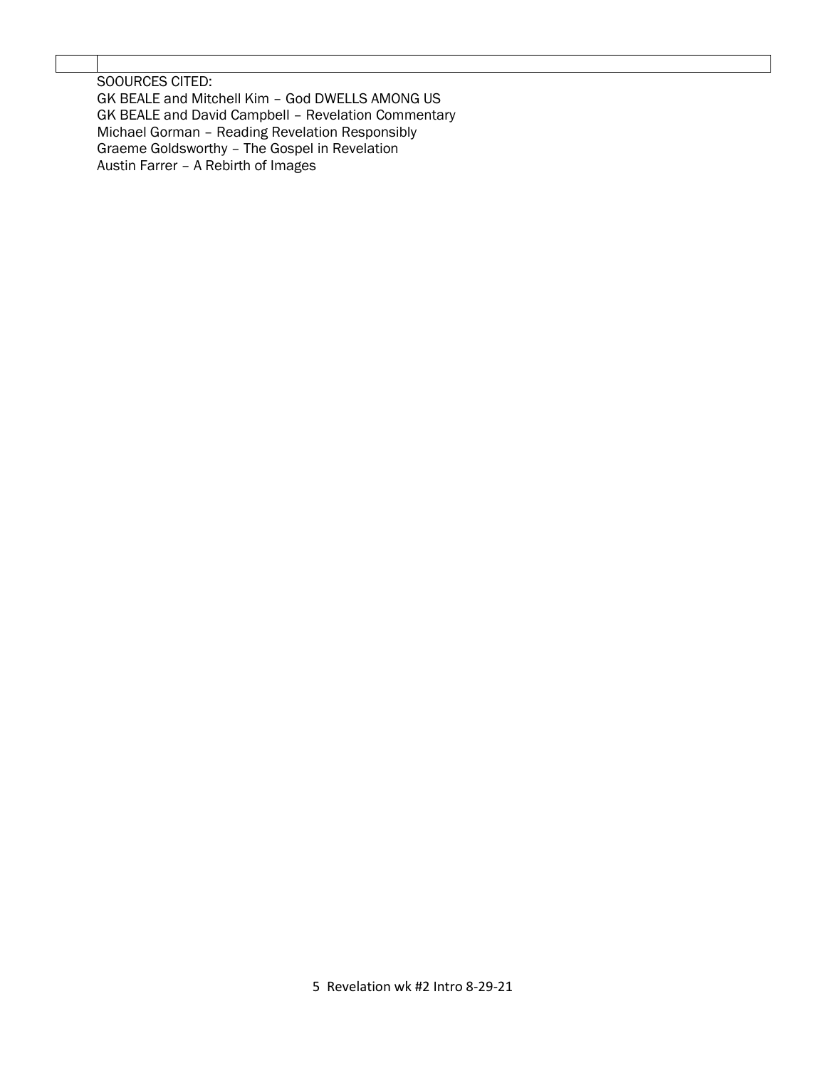SOOURCES CITED:

GK BEALE and Mitchell Kim – God DWELLS AMONG US
GK BEALE and David Campbell – Revelation Commentary
Michael Gorman – Reading Revelation Responsibly
Graeme Goldsworthy – The Gospel in Revelation
Austin Farrer – A Rebirth of Images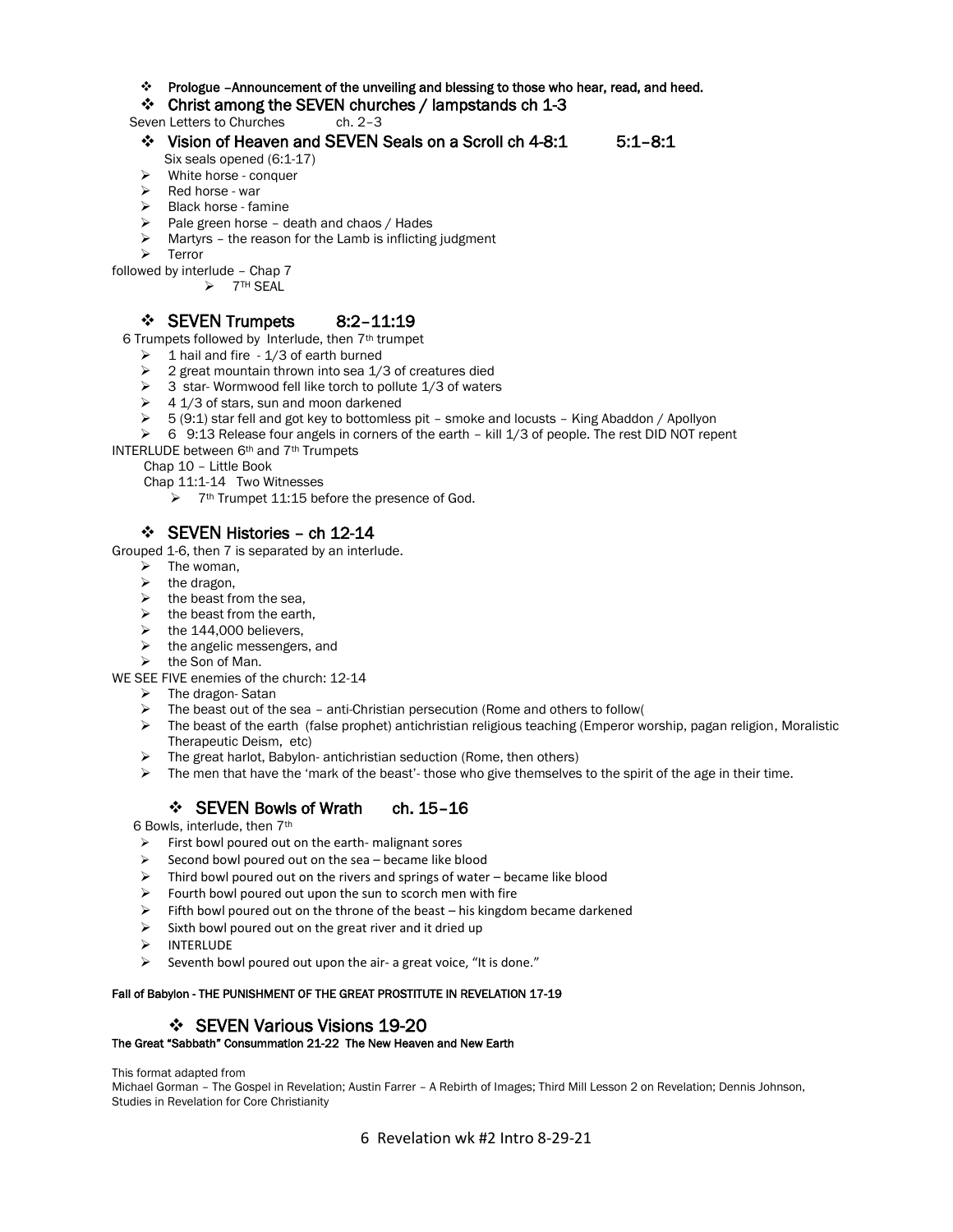- **Prologue –Announcement of the unveiling and blessing to those who hear, read, and heed.**
- Christ among the SEVEN churches / lampstands ch 1-3

Seven Letters to Churches ch. 2–3

- Vision of Heaven and SEVEN Seals on a Scroll ch 4-8:1 5:1–8:1

Six seals opened (6:1-17)

- White horse - conquer
- Red horse - war
- Black horse - famine
- Pale green horse – death and chaos / Hades
- Martyrs – the reason for the Lamb is inflicting judgment
- Terror

followed by interlude – Chap 7

- 7TH SEAL

## SEVEN Trumpets 8:2–11:19

6 Trumpets followed by Interlude, then 7th trumpet

- 1 hail and fire - 1/3 of earth burned
- 2 great mountain thrown into sea 1/3 of creatures died
- 3 star- Wormwood fell like torch to pollute 1/3 of waters
- 4 1/3 of stars, sun and moon darkened
- 5 (9:1) star fell and got key to bottomless pit – smoke and locusts – King Abaddon / Apollyon
- 6 9:13 Release four angels in corners of the earth – kill 1/3 of people. The rest DID NOT repent

INTERLUDE between 6th and 7th Trumpets

Chap 10 – Little Book

Chap 11:1-14 Two Witnesses

- 7th Trumpet 11:15 before the presence of God.

## SEVEN Histories – ch 12-14

Grouped 1-6, then 7 is separated by an interlude.

- The woman,
- the dragon,
- the beast from the sea,
- the beast from the earth,
- the 144,000 believers,
- the angelic messengers, and
- the Son of Man.

WE SEE FIVE enemies of the church: 12-14

- The dragon- Satan
- The beast out of the sea – anti-Christian persecution (Rome and others to follow(
- The beast of the earth (false prophet) antichristian religious teaching (Emperor worship, pagan religion, Moralistic Therapeutic Deism, etc)
- The great harlot, Babylon- antichristian seduction (Rome, then others)
- The men that have the 'mark of the beast'- those who give themselves to the spirit of the age in their time.

## SEVEN Bowls of Wrath ch. 15–16

6 Bowls, interlude, then 7th

- First bowl poured out on the earth- malignant sores
- Second bowl poured out on the sea – became like blood
- Third bowl poured out on the rivers and springs of water – became like blood
- Fourth bowl poured out upon the sun to scorch men with fire
- Fifth bowl poured out on the throne of the beast – his kingdom became darkened
- Sixth bowl poured out on the great river and it dried up
- INTERLUDE
- Seventh bowl poured out upon the air- a great voice, "It is done."

**Fall of Babylon - THE PUNISHMENT OF THE GREAT PROSTITUTE IN REVELATION 17-19**

## SEVEN Various Visions 19-20

**The Great "Sabbath" Consummation 21-22 The New Heaven and New Earth**

This format adapted from
Michael Gorman – The Gospel in Revelation; Austin Farrer – A Rebirth of Images; Third Mill Lesson 2 on Revelation; Dennis Johnson, Studies in Revelation for Core Christianity